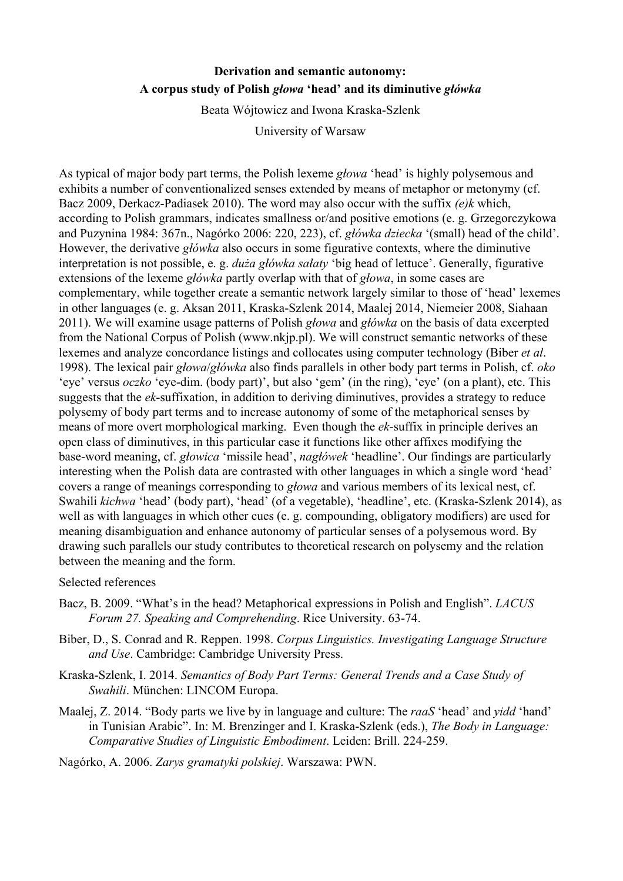**Derivation and semantic autonomy:**
**A corpus study of Polish *głowa* 'head' and its diminutive *główka***

Beata Wójtowicz and Iwona Kraska-Szlenk

University of Warsaw

As typical of major body part terms, the Polish lexeme *głowa* 'head' is highly polysemous and exhibits a number of conventionalized senses extended by means of metaphor or metonymy (cf. Bacz 2009, Derkacz-Padiasek 2010). The word may also occur with the suffix *(e)k* which, according to Polish grammars, indicates smallness or/and positive emotions (e. g. Grzegorczykowa and Puzynina 1984: 367n., Nagórko 2006: 220, 223), cf. *główka dziecka* '(small) head of the child'. However, the derivative *główka* also occurs in some figurative contexts, where the diminutive interpretation is not possible, e. g. *duża główka sałaty* 'big head of lettuce'. Generally, figurative extensions of the lexeme *główka* partly overlap with that of *głowa*, in some cases are complementary, while together create a semantic network largely similar to those of 'head' lexemes in other languages (e. g. Aksan 2011, Kraska-Szlenk 2014, Maalej 2014, Niemeier 2008, Siahaan 2011). We will examine usage patterns of Polish *głowa* and *główka* on the basis of data excerpted from the National Corpus of Polish (www.nkjp.pl). We will construct semantic networks of these lexemes and analyze concordance listings and collocates using computer technology (Biber *et al*. 1998). The lexical pair *głowa*/*główka* also finds parallels in other body part terms in Polish, cf. *oko* 'eye' versus *oczko* 'eye-dim. (body part)', but also 'gem' (in the ring), 'eye' (on a plant), etc. This suggests that the *ek*-suffixation, in addition to deriving diminutives, provides a strategy to reduce polysemy of body part terms and to increase autonomy of some of the metaphorical senses by means of more overt morphological marking. Even though the *ek*-suffix in principle derives an open class of diminutives, in this particular case it functions like other affixes modifying the base-word meaning, cf. *głowica* 'missile head', *nagłówek* 'headline'. Our findings are particularly interesting when the Polish data are contrasted with other languages in which a single word 'head' covers a range of meanings corresponding to *głowa* and various members of its lexical nest, cf. Swahili *kichwa* 'head' (body part), 'head' (of a vegetable), 'headline', etc. (Kraska-Szlenk 2014), as well as with languages in which other cues (e. g. compounding, obligatory modifiers) are used for meaning disambiguation and enhance autonomy of particular senses of a polysemous word. By drawing such parallels our study contributes to theoretical research on polysemy and the relation between the meaning and the form.

Selected references

Bacz, B. 2009. "What's in the head? Metaphorical expressions in Polish and English". *LACUS Forum 27. Speaking and Comprehending*. Rice University. 63-74.

Biber, D., S. Conrad and R. Reppen. 1998. *Corpus Linguistics. Investigating Language Structure and Use*. Cambridge: Cambridge University Press.

Kraska-Szlenk, I. 2014. *Semantics of Body Part Terms: General Trends and a Case Study of Swahili*. München: LINCOM Europa.

Maalej, Z. 2014. "Body parts we live by in language and culture: The *raaS* 'head' and *yidd* 'hand' in Tunisian Arabic". In: M. Brenzinger and I. Kraska-Szlenk (eds.), *The Body in Language: Comparative Studies of Linguistic Embodiment*. Leiden: Brill. 224-259.

Nagórko, A. 2006. *Zarys gramatyki polskiej*. Warszawa: PWN.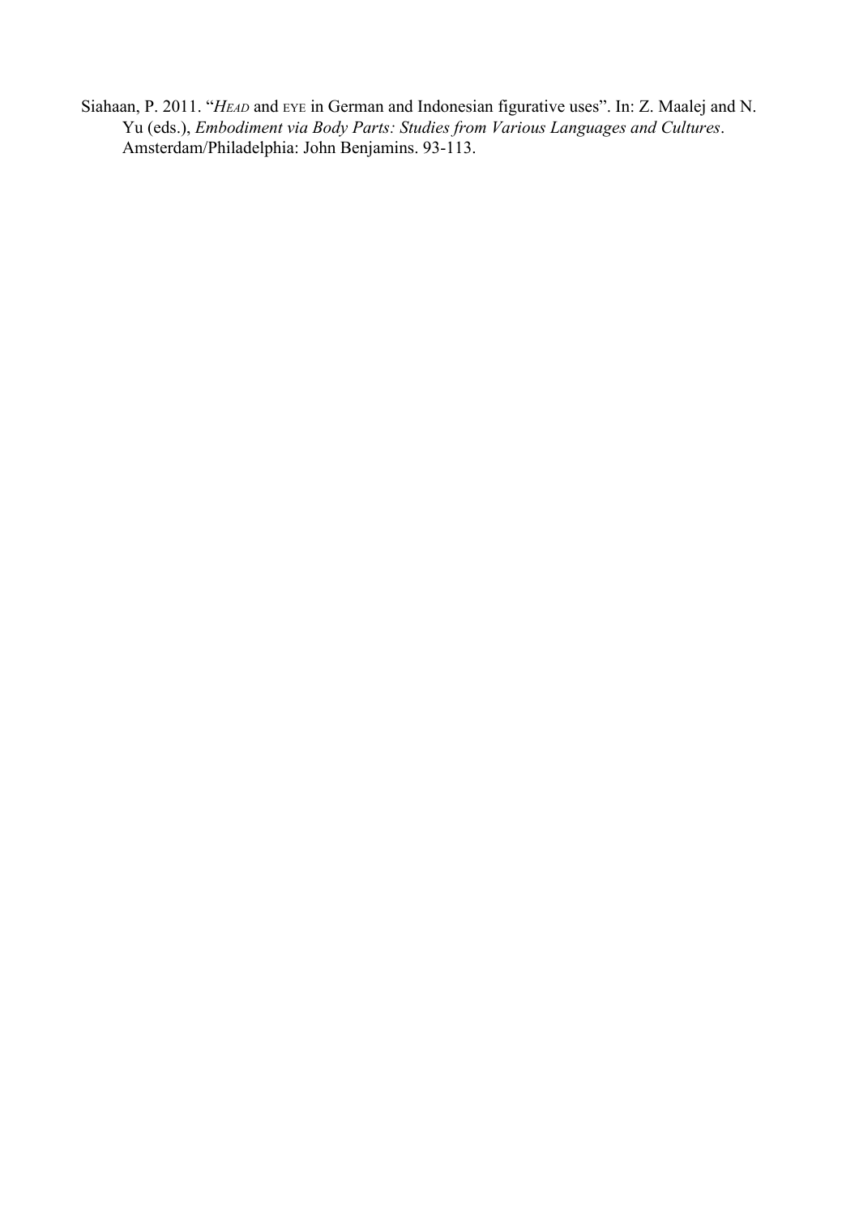Siahaan, P. 2011. "*HEAD* and EYE in German and Indonesian figurative uses". In: Z. Maalej and N. Yu (eds.), *Embodiment via Body Parts: Studies from Various Languages and Cultures*. Amsterdam/Philadelphia: John Benjamins. 93-113.